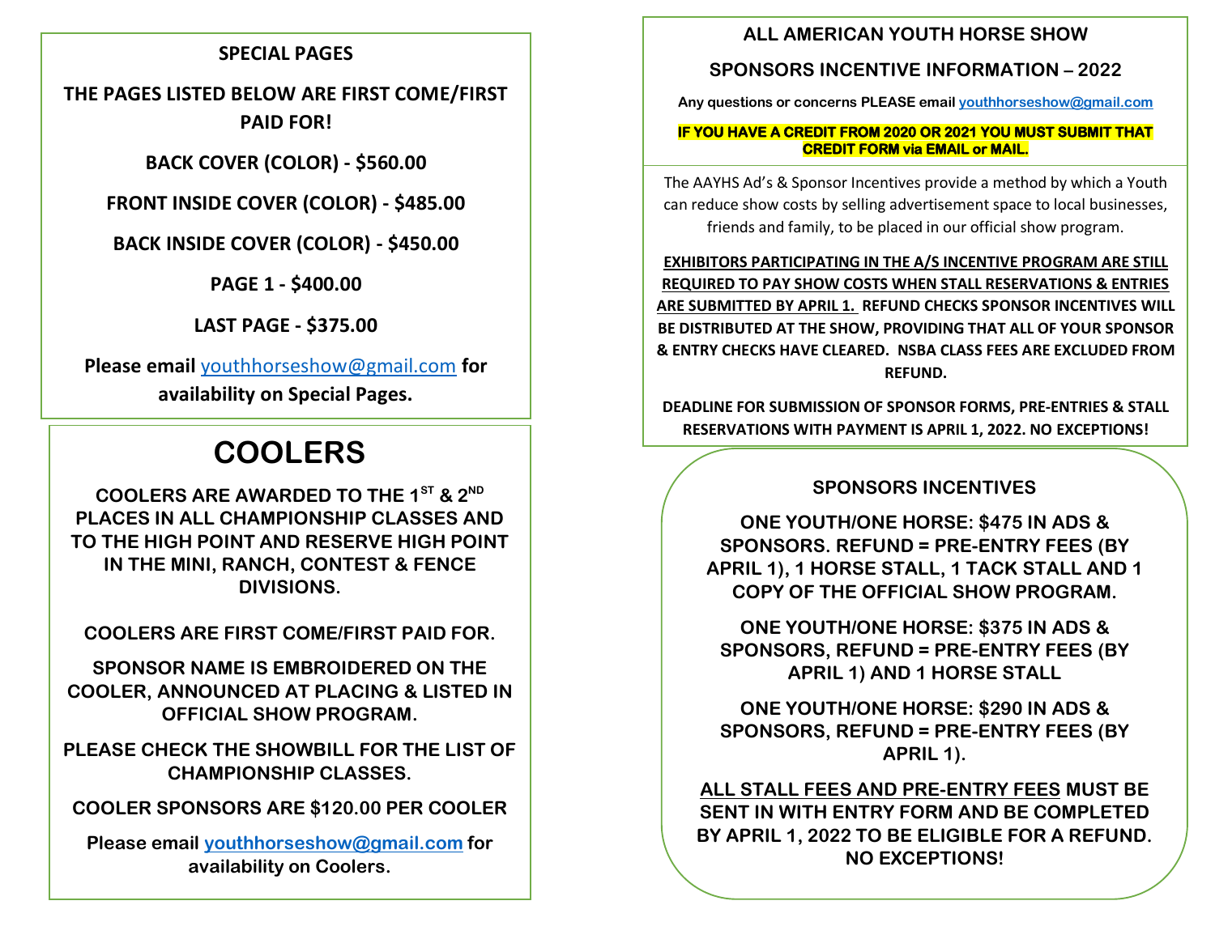## SPECIAL PAGES

**THE PAGES LISTED BELOW ARE FIRST COME/FIRST PAID FOR!**

**BACK COVER (COLOR) - $560.00**

**FRONT INSIDE COVER (COLOR) - $485.00**

**BACK INSIDE COVER (COLOR) - $450.00**

**PAGE 1 - $400.00**

**LAST PAGE - $375.00**

**Please email youthhorseshow@gmail.com for availability on Special Pages.**

# COOLERS

**COOLERS ARE AWARDED TO THE 1ST & 2ND PLACES IN ALL CHAMPIONSHIP CLASSES AND TO THE HIGH POINT AND RESERVE HIGH POINT IN THE MINI, RANCH, CONTEST & FENCE DIVISIONS.**

**COOLERS ARE FIRST COME/FIRST PAID FOR.**

**SPONSOR NAME IS EMBROIDERED ON THE COOLER, ANNOUNCED AT PLACING & LISTED IN OFFICIAL SHOW PROGRAM.**

**PLEASE CHECK THE SHOWBILL FOR THE LIST OF CHAMPIONSHIP CLASSES.**

**COOLER SPONSORS ARE $120.00 PER COOLER**

**Please email youthhorseshow@gmail.com for availability on Coolers.**

## ALL AMERICAN YOUTH HORSE SHOW

## SPONSORS INCENTIVE INFORMATION – 2022

**Any questions or concerns PLEASE email youthhorseshow@gmail.com**

**IF YOU HAVE A CREDIT FROM 2020 OR 2021 YOU MUST SUBMIT THAT CREDIT FORM via EMAIL or MAIL.**

The AAYHS Ad's & Sponsor Incentives provide a method by which a Youth can reduce show costs by selling advertisement space to local businesses, friends and family, to be placed in our official show program.

**EXHIBITORS PARTICIPATING IN THE A/S INCENTIVE PROGRAM ARE STILL REQUIRED TO PAY SHOW COSTS WHEN STALL RESERVATIONS & ENTRIES ARE SUBMITTED BY APRIL 1. REFUND CHECKS SPONSOR INCENTIVES WILL BE DISTRIBUTED AT THE SHOW, PROVIDING THAT ALL OF YOUR SPONSOR & ENTRY CHECKS HAVE CLEARED. NSBA CLASS FEES ARE EXCLUDED FROM REFUND.**

**DEADLINE FOR SUBMISSION OF SPONSOR FORMS, PRE-ENTRIES & STALL RESERVATIONS WITH PAYMENT IS APRIL 1, 2022. NO EXCEPTIONS!**

## SPONSORS INCENTIVES

**ONE YOUTH/ONE HORSE: $475 IN ADS & SPONSORS. REFUND = PRE-ENTRY FEES (BY APRIL 1), 1 HORSE STALL, 1 TACK STALL AND 1 COPY OF THE OFFICIAL SHOW PROGRAM.**

**ONE YOUTH/ONE HORSE: $375 IN ADS & SPONSORS, REFUND = PRE-ENTRY FEES (BY APRIL 1) AND 1 HORSE STALL**

**ONE YOUTH/ONE HORSE: $290 IN ADS & SPONSORS, REFUND = PRE-ENTRY FEES (BY APRIL 1).**

**ALL STALL FEES AND PRE-ENTRY FEES MUST BE SENT IN WITH ENTRY FORM AND BE COMPLETED BY APRIL 1, 2022 TO BE ELIGIBLE FOR A REFUND. NO EXCEPTIONS!**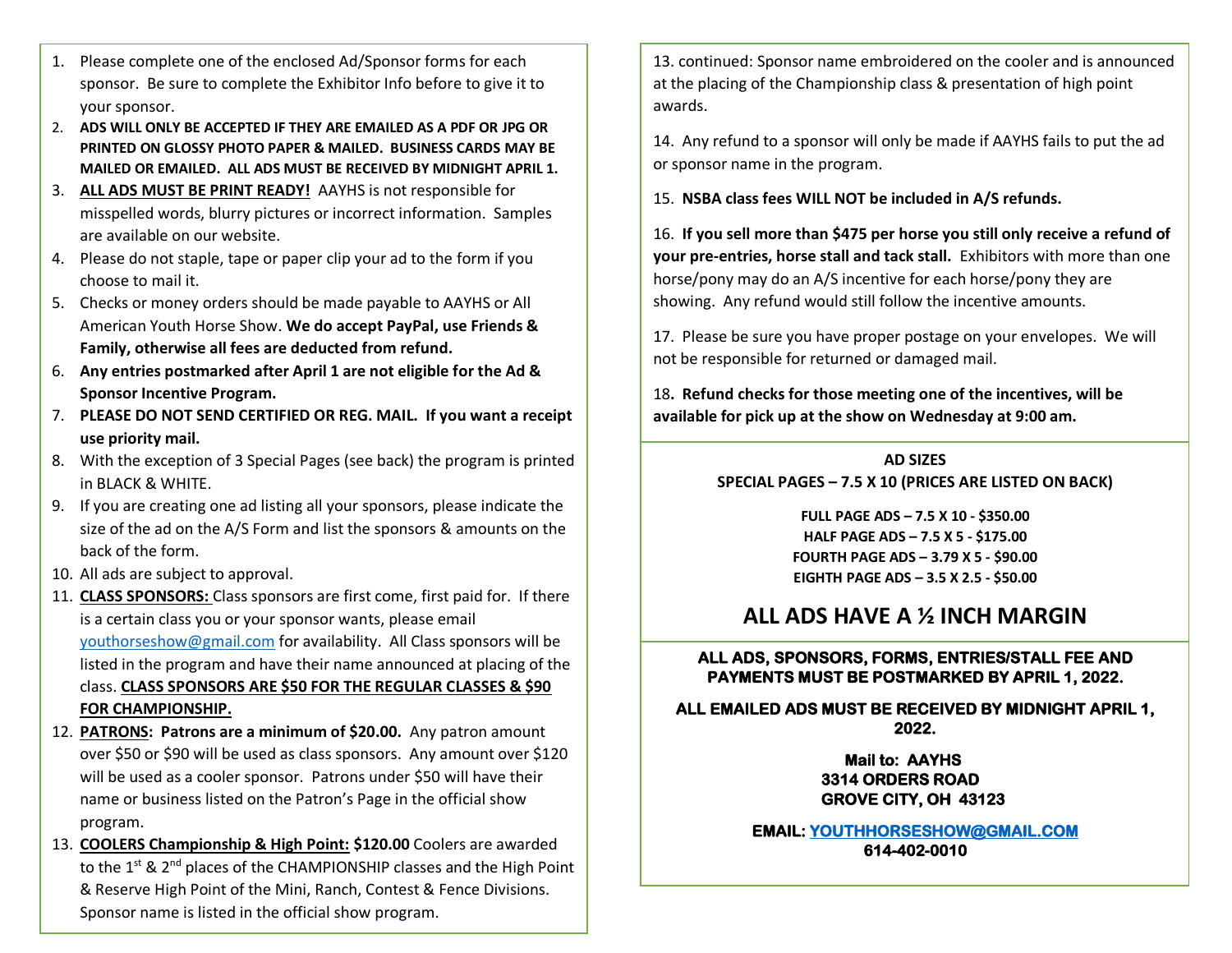1. Please complete one of the enclosed Ad/Sponsor forms for each sponsor. Be sure to complete the Exhibitor Info before to give it to your sponsor.
2. **ADS WILL ONLY BE ACCEPTED IF THEY ARE EMAILED AS A PDF OR JPG OR PRINTED ON GLOSSY PHOTO PAPER & MAILED. BUSINESS CARDS MAY BE MAILED OR EMAILED. ALL ADS MUST BE RECEIVED BY MIDNIGHT APRIL 1.**
3. **ALL ADS MUST BE PRINT READY!** AAYHS is not responsible for misspelled words, blurry pictures or incorrect information. Samples are available on our website.
4. Please do not staple, tape or paper clip your ad to the form if you choose to mail it.
5. Checks or money orders should be made payable to AAYHS or All American Youth Horse Show. **We do accept PayPal, use Friends & Family, otherwise all fees are deducted from refund.**
6. **Any entries postmarked after April 1 are not eligible for the Ad & Sponsor Incentive Program.**
7. **PLEASE DO NOT SEND CERTIFIED OR REG. MAIL. If you want a receipt use priority mail.**
8. With the exception of 3 Special Pages (see back) the program is printed in BLACK & WHITE.
9. If you are creating one ad listing all your sponsors, please indicate the size of the ad on the A/S Form and list the sponsors & amounts on the back of the form.
10. All ads are subject to approval.
11. **CLASS SPONSORS:** Class sponsors are first come, first paid for. If there is a certain class you or your sponsor wants, please email youthorseshow@gmail.com for availability. All Class sponsors will be listed in the program and have their name announced at placing of the class. **CLASS SPONSORS ARE $50 FOR THE REGULAR CLASSES & $90 FOR CHAMPIONSHIP.**
12. **PATRONS: Patrons are a minimum of $20.00.** Any patron amount over $50 or $90 will be used as class sponsors. Any amount over $120 will be used as a cooler sponsor. Patrons under $50 will have their name or business listed on the Patron's Page in the official show program.
13. **COOLERS Championship & High Point: $120.00** Coolers are awarded to the 1st & 2nd places of the CHAMPIONSHIP classes and the High Point & Reserve High Point of the Mini, Ranch, Contest & Fence Divisions. Sponsor name is listed in the official show program.

13. continued: Sponsor name embroidered on the cooler and is announced at the placing of the Championship class & presentation of high point awards.

14. Any refund to a sponsor will only be made if AAYHS fails to put the ad or sponsor name in the program.

15. **NSBA class fees WILL NOT be included in A/S refunds.**

16. **If you sell more than $475 per horse you still only receive a refund of your pre-entries, horse stall and tack stall.** Exhibitors with more than one horse/pony may do an A/S incentive for each horse/pony they are showing. Any refund would still follow the incentive amounts.

17. Please be sure you have proper postage on your envelopes. We will not be responsible for returned or damaged mail.

18**. Refund checks for those meeting one of the incentives, will be available for pick up at the show on Wednesday at 9:00 am.**

**AD SIZES**

**SPECIAL PAGES – 7.5 X 10 (PRICES ARE LISTED ON BACK)**

**FULL PAGE ADS – 7.5 X 10 - $350.00**
**HALF PAGE ADS – 7.5 X 5 - $175.00**
**FOURTH PAGE ADS – 3.79 X 5 - $90.00**
**EIGHTH PAGE ADS – 3.5 X 2.5 - $50.00**

## ALL ADS HAVE A ½ INCH MARGIN

**ALL ADS, SPONSORS, FORMS, ENTRIES/STALL FEE AND PAYMENTS MUST BE POSTMARKED BY APRIL 1, 2022.**

**ALL EMAILED ADS MUST BE RECEIVED BY MIDNIGHT APRIL 1, 2022.**

**Mail to: AAYHS**
**3314 ORDERS ROAD**
**GROVE CITY, OH 43123**

**EMAIL: YOUTHHORSESHOW@GMAIL.COM**
**614-402-0010**